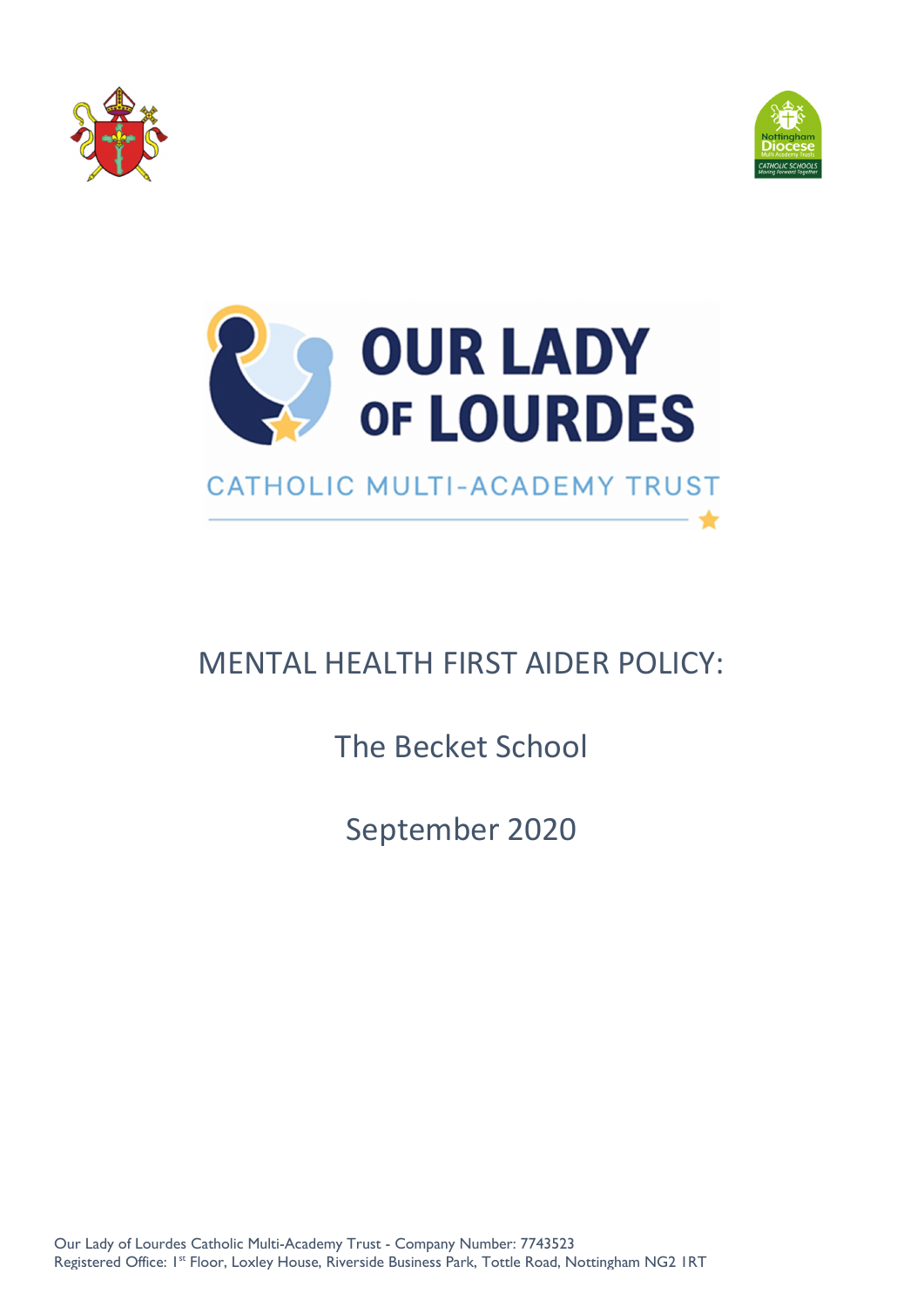# MENTAL HEALTH FIRST AIDER POLICY:

## The Becket School

## September 2020

Our Lady of Lourdes Catholic Multi-Academy Trust - Company Number: 7743523
Registered Office: 1st Floor, Loxley House, Riverside Business Park, Tottle Road, Nottingham NG2 1RT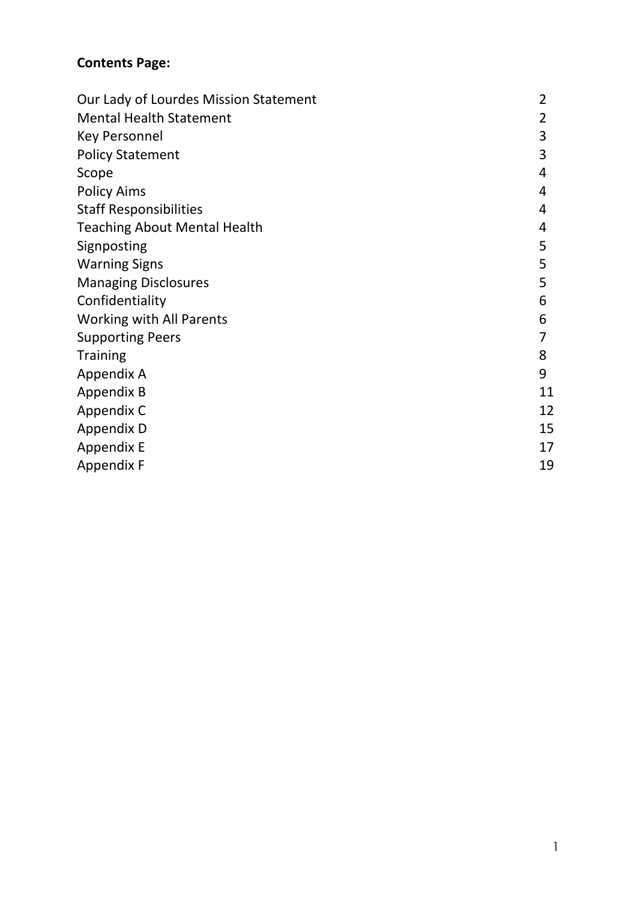**Contents Page:**

| | |
|---|---|
| Our Lady of Lourdes Mission Statement | 2 |
| Mental Health Statement | 2 |
| Key Personnel | 3 |
| Policy Statement | 3 |
| Scope | 4 |
| Policy Aims | 4 |
| Staff Responsibilities | 4 |
| Teaching About Mental Health | 4 |
| Signposting | 5 |
| Warning Signs | 5 |
| Managing Disclosures | 5 |
| Confidentiality | 6 |
| Working with All Parents | 6 |
| Supporting Peers | 7 |
| Training | 8 |
| Appendix A | 9 |
| Appendix B | 11 |
| Appendix C | 12 |
| Appendix D | 15 |
| Appendix E | 17 |
| Appendix F | 19 |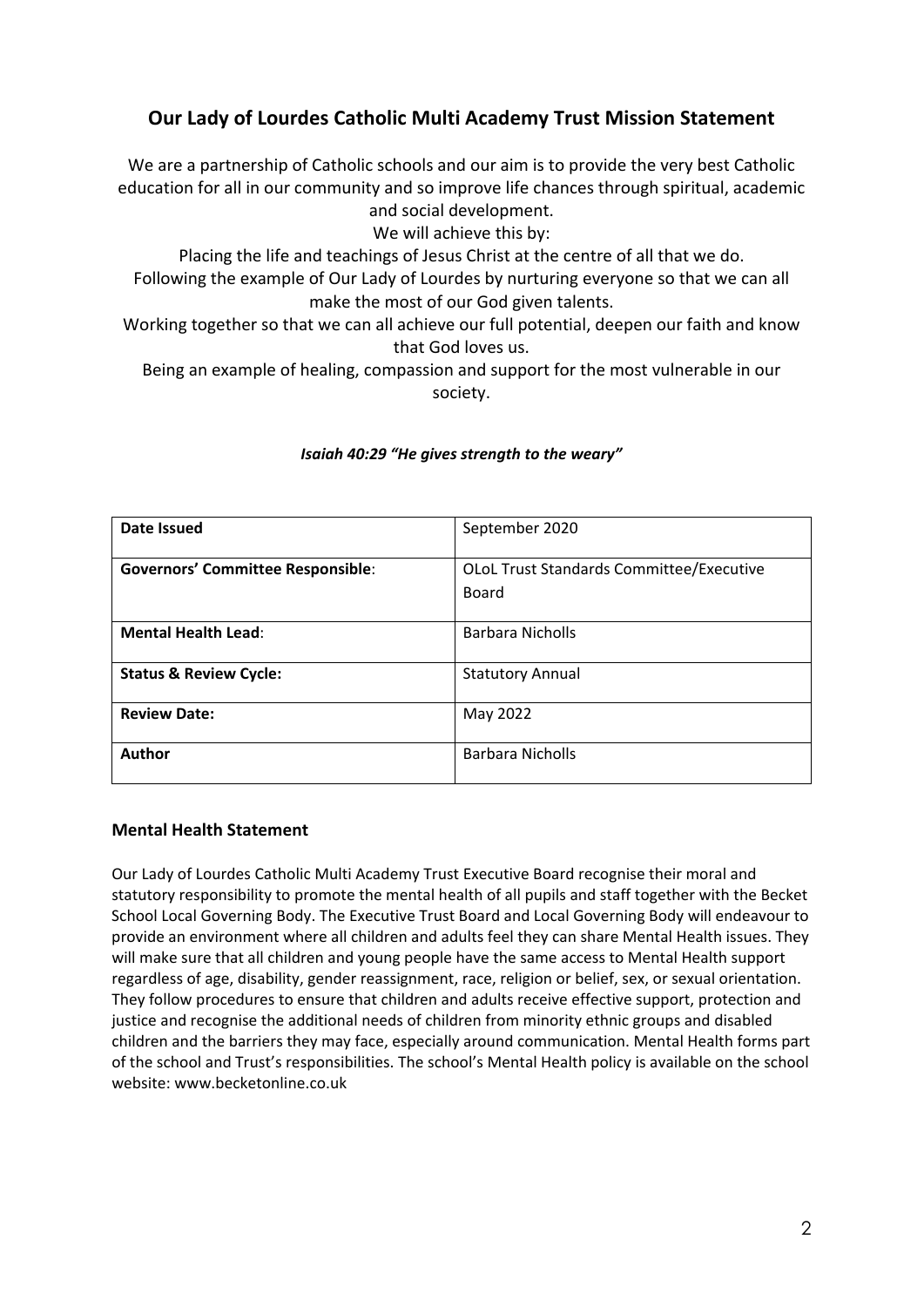## Our Lady of Lourdes Catholic Multi Academy Trust Mission Statement

We are a partnership of Catholic schools and our aim is to provide the very best Catholic education for all in our community and so improve life chances through spiritual, academic and social development.

We will achieve this by:

Placing the life and teachings of Jesus Christ at the centre of all that we do.

Following the example of Our Lady of Lourdes by nurturing everyone so that we can all make the most of our God given talents.

Working together so that we can all achieve our full potential, deepen our faith and know that God loves us.

Being an example of healing, compassion and support for the most vulnerable in our society.

***Isaiah 40:29 "He gives strength to the weary"***

| **Date Issued** | September 2020 |
|---|---|
| **Governors' Committee Responsible**: | OLoL Trust Standards Committee/Executive Board |
| **Mental Health Lead**: | Barbara Nicholls |
| **Status & Review Cycle:** | Statutory Annual |
| **Review Date:** | May 2022 |
| **Author** | Barbara Nicholls |

### Mental Health Statement

Our Lady of Lourdes Catholic Multi Academy Trust Executive Board recognise their moral and statutory responsibility to promote the mental health of all pupils and staff together with the Becket School Local Governing Body. The Executive Trust Board and Local Governing Body will endeavour to provide an environment where all children and adults feel they can share Mental Health issues. They will make sure that all children and young people have the same access to Mental Health support regardless of age, disability, gender reassignment, race, religion or belief, sex, or sexual orientation. They follow procedures to ensure that children and adults receive effective support, protection and justice and recognise the additional needs of children from minority ethnic groups and disabled children and the barriers they may face, especially around communication. Mental Health forms part of the school and Trust's responsibilities. The school's Mental Health policy is available on the school website: www.becketonline.co.uk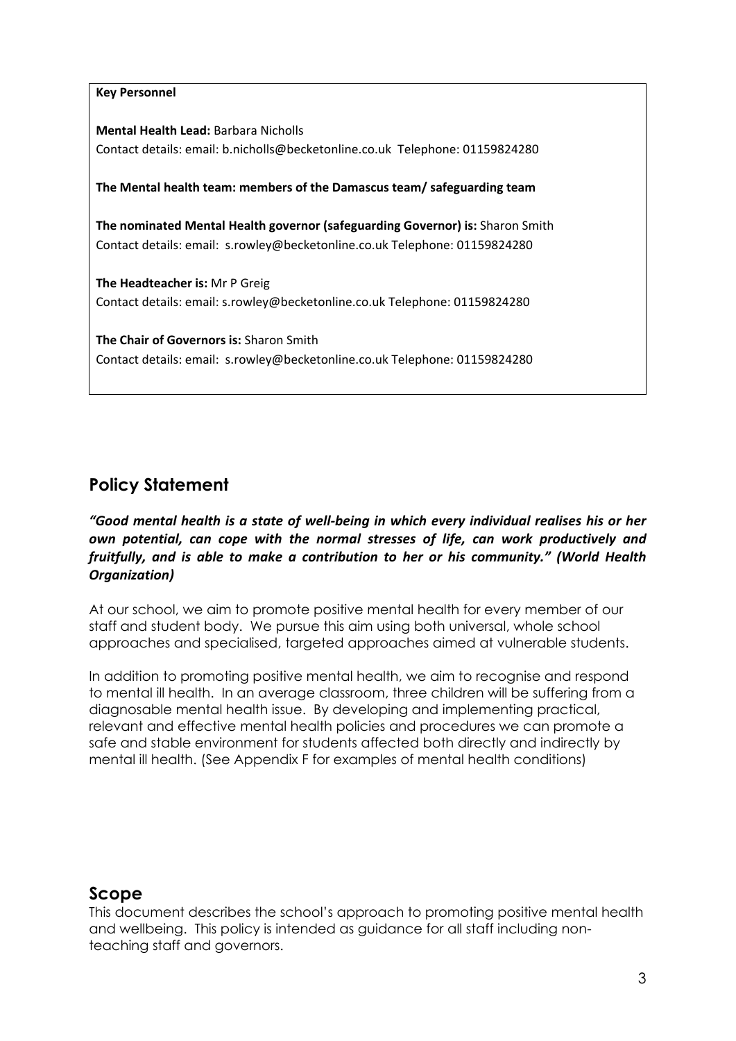**Key Personnel**

**Mental Health Lead:** Barbara Nicholls
Contact details: email: b.nicholls@becketonline.co.uk Telephone: 01159824280

**The Mental health team: members of the Damascus team/ safeguarding team**

**The nominated Mental Health governor (safeguarding Governor) is:** Sharon Smith
Contact details: email: s.rowley@becketonline.co.uk Telephone: 01159824280

**The Headteacher is:** Mr P Greig
Contact details: email: s.rowley@becketonline.co.uk Telephone: 01159824280

**The Chair of Governors is:** Sharon Smith
Contact details: email: s.rowley@becketonline.co.uk Telephone: 01159824280

## Policy Statement

***"Good mental health is a state of well-being in which every individual realises his or her own potential, can cope with the normal stresses of life, can work productively and fruitfully, and is able to make a contribution to her or his community." (World Health Organization)***

At our school, we aim to promote positive mental health for every member of our staff and student body. We pursue this aim using both universal, whole school approaches and specialised, targeted approaches aimed at vulnerable students.

In addition to promoting positive mental health, we aim to recognise and respond to mental ill health. In an average classroom, three children will be suffering from a diagnosable mental health issue. By developing and implementing practical, relevant and effective mental health policies and procedures we can promote a safe and stable environment for students affected both directly and indirectly by mental ill health. (See Appendix F for examples of mental health conditions)

## Scope

This document describes the school's approach to promoting positive mental health and wellbeing. This policy is intended as guidance for all staff including non-teaching staff and governors.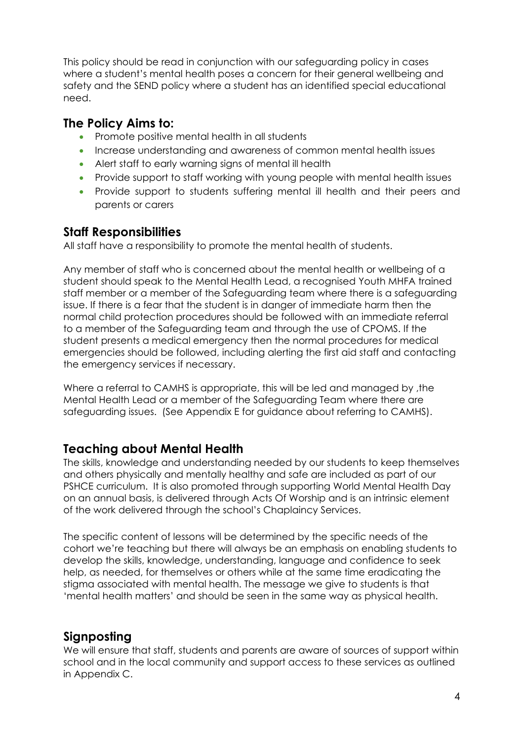This policy should be read in conjunction with our safeguarding policy in cases where a student's mental health poses a concern for their general wellbeing and safety and the SEND policy where a student has an identified special educational need.

## The Policy Aims to:

- Promote positive mental health in all students
- Increase understanding and awareness of common mental health issues
- Alert staff to early warning signs of mental ill health
- Provide support to staff working with young people with mental health issues
- Provide support to students suffering mental ill health and their peers and parents or carers

## Staff Responsibilities

All staff have a responsibility to promote the mental health of students.

Any member of staff who is concerned about the mental health or wellbeing of a student should speak to the Mental Health Lead, a recognised Youth MHFA trained staff member or a member of the Safeguarding team where there is a safeguarding issue. If there is a fear that the student is in danger of immediate harm then the normal child protection procedures should be followed with an immediate referral to a member of the Safeguarding team and through the use of CPOMS. If the student presents a medical emergency then the normal procedures for medical emergencies should be followed, including alerting the first aid staff and contacting the emergency services if necessary.

Where a referral to CAMHS is appropriate, this will be led and managed by ,the Mental Health Lead or a member of the Safeguarding Team where there are safeguarding issues. (See Appendix E for guidance about referring to CAMHS).

## Teaching about Mental Health

The skills, knowledge and understanding needed by our students to keep themselves and others physically and mentally healthy and safe are included as part of our PSHCE curriculum. It is also promoted through supporting World Mental Health Day on an annual basis, is delivered through Acts Of Worship and is an intrinsic element of the work delivered through the school's Chaplaincy Services.

The specific content of lessons will be determined by the specific needs of the cohort we're teaching but there will always be an emphasis on enabling students to develop the skills, knowledge, understanding, language and confidence to seek help, as needed, for themselves or others while at the same time eradicating the stigma associated with mental health. The message we give to students is that 'mental health matters' and should be seen in the same way as physical health.

## Signposting

We will ensure that staff, students and parents are aware of sources of support within school and in the local community and support access to these services as outlined in Appendix C.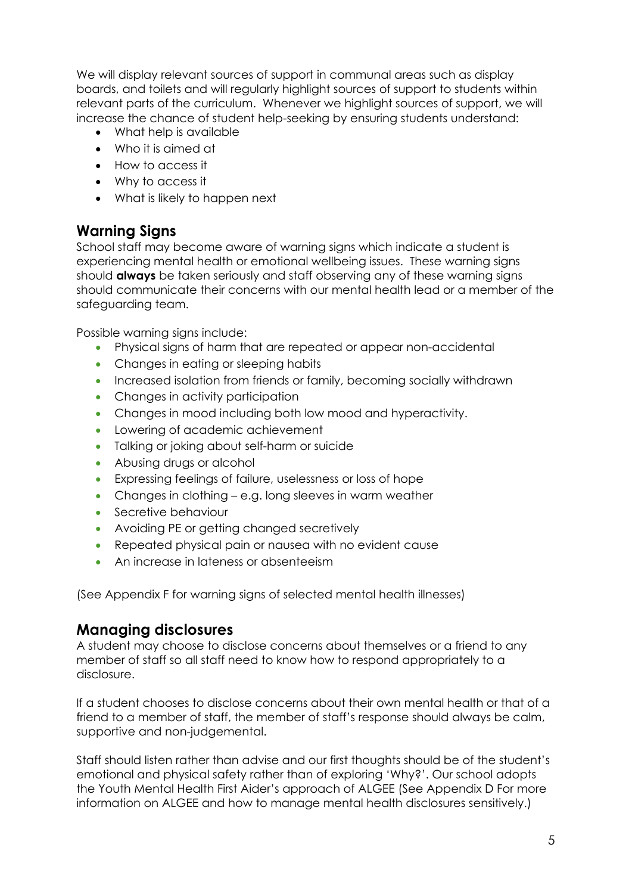We will display relevant sources of support in communal areas such as display boards, and toilets and will regularly highlight sources of support to students within relevant parts of the curriculum. Whenever we highlight sources of support, we will increase the chance of student help-seeking by ensuring students understand:

- What help is available
- Who it is aimed at
- How to access it
- Why to access it
- What is likely to happen next

## Warning Signs

School staff may become aware of warning signs which indicate a student is experiencing mental health or emotional wellbeing issues. These warning signs should **always** be taken seriously and staff observing any of these warning signs should communicate their concerns with our mental health lead or a member of the safeguarding team.

Possible warning signs include:

- Physical signs of harm that are repeated or appear non-accidental
- Changes in eating or sleeping habits
- Increased isolation from friends or family, becoming socially withdrawn
- Changes in activity participation
- Changes in mood including both low mood and hyperactivity.
- Lowering of academic achievement
- Talking or joking about self-harm or suicide
- Abusing drugs or alcohol
- Expressing feelings of failure, uselessness or loss of hope
- Changes in clothing – e.g. long sleeves in warm weather
- Secretive behaviour
- Avoiding PE or getting changed secretively
- Repeated physical pain or nausea with no evident cause
- An increase in lateness or absenteeism

(See Appendix F for warning signs of selected mental health illnesses)

## Managing disclosures

A student may choose to disclose concerns about themselves or a friend to any member of staff so all staff need to know how to respond appropriately to a disclosure.

If a student chooses to disclose concerns about their own mental health or that of a friend to a member of staff, the member of staff's response should always be calm, supportive and non-judgemental.

Staff should listen rather than advise and our first thoughts should be of the student's emotional and physical safety rather than of exploring 'Why?'. Our school adopts the Youth Mental Health First Aider's approach of ALGEE (See Appendix D For more information on ALGEE and how to manage mental health disclosures sensitively.)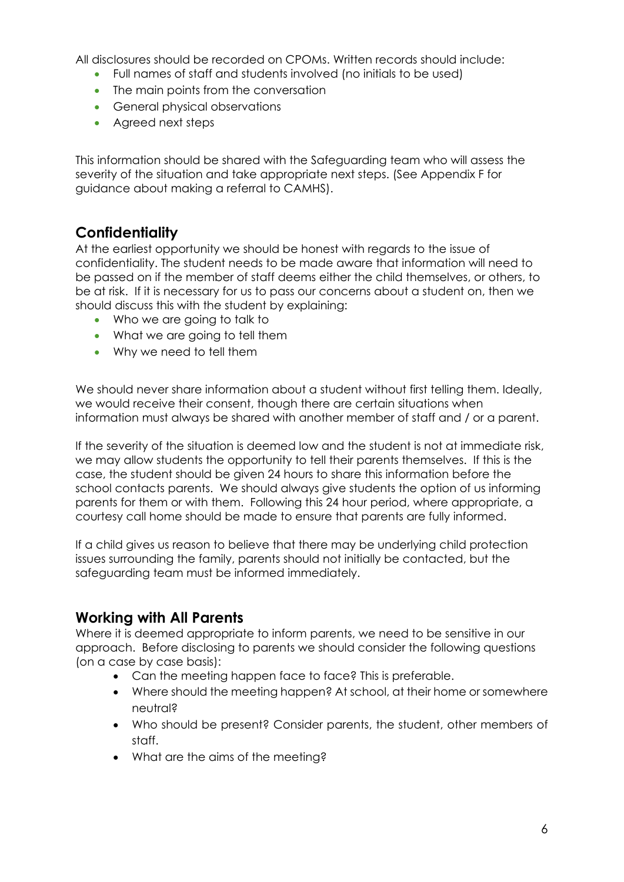All disclosures should be recorded on CPOMs. Written records should include:

- Full names of staff and students involved (no initials to be used)
- The main points from the conversation
- General physical observations
- Agreed next steps

This information should be shared with the Safeguarding team who will assess the severity of the situation and take appropriate next steps. (See Appendix F for guidance about making a referral to CAMHS).

## Confidentiality

At the earliest opportunity we should be honest with regards to the issue of confidentiality. The student needs to be made aware that information will need to be passed on if the member of staff deems either the child themselves, or others, to be at risk. If it is necessary for us to pass our concerns about a student on, then we should discuss this with the student by explaining:

- Who we are going to talk to
- What we are going to tell them
- Why we need to tell them

We should never share information about a student without first telling them. Ideally, we would receive their consent, though there are certain situations when information must always be shared with another member of staff and / or a parent.

If the severity of the situation is deemed low and the student is not at immediate risk, we may allow students the opportunity to tell their parents themselves. If this is the case, the student should be given 24 hours to share this information before the school contacts parents. We should always give students the option of us informing parents for them or with them. Following this 24 hour period, where appropriate, a courtesy call home should be made to ensure that parents are fully informed.

If a child gives us reason to believe that there may be underlying child protection issues surrounding the family, parents should not initially be contacted, but the safeguarding team must be informed immediately.

## Working with All Parents

Where it is deemed appropriate to inform parents, we need to be sensitive in our approach. Before disclosing to parents we should consider the following questions (on a case by case basis):

- Can the meeting happen face to face? This is preferable.
- Where should the meeting happen? At school, at their home or somewhere neutral?
- Who should be present? Consider parents, the student, other members of staff.
- What are the aims of the meeting?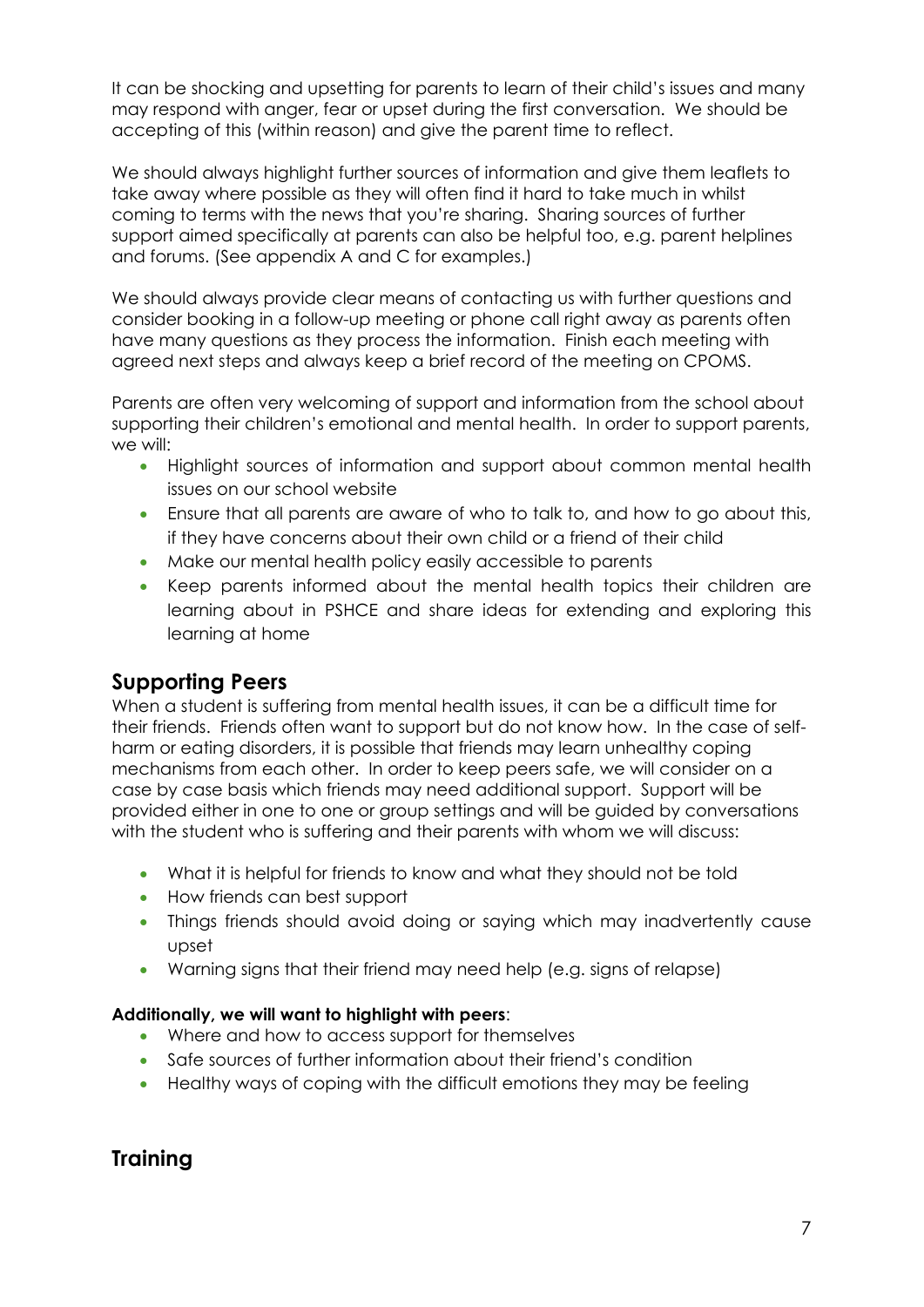It can be shocking and upsetting for parents to learn of their child's issues and many may respond with anger, fear or upset during the first conversation. We should be accepting of this (within reason) and give the parent time to reflect.

We should always highlight further sources of information and give them leaflets to take away where possible as they will often find it hard to take much in whilst coming to terms with the news that you're sharing. Sharing sources of further support aimed specifically at parents can also be helpful too, e.g. parent helplines and forums. (See appendix A and C for examples.)

We should always provide clear means of contacting us with further questions and consider booking in a follow-up meeting or phone call right away as parents often have many questions as they process the information. Finish each meeting with agreed next steps and always keep a brief record of the meeting on CPOMS.

Parents are often very welcoming of support and information from the school about supporting their children's emotional and mental health. In order to support parents, we will:

- Highlight sources of information and support about common mental health issues on our school website
- Ensure that all parents are aware of who to talk to, and how to go about this, if they have concerns about their own child or a friend of their child
- Make our mental health policy easily accessible to parents
- Keep parents informed about the mental health topics their children are learning about in PSHCE and share ideas for extending and exploring this learning at home

## Supporting Peers

When a student is suffering from mental health issues, it can be a difficult time for their friends. Friends often want to support but do not know how. In the case of self-harm or eating disorders, it is possible that friends may learn unhealthy coping mechanisms from each other. In order to keep peers safe, we will consider on a case by case basis which friends may need additional support. Support will be provided either in one to one or group settings and will be guided by conversations with the student who is suffering and their parents with whom we will discuss:

- What it is helpful for friends to know and what they should not be told
- How friends can best support
- Things friends should avoid doing or saying which may inadvertently cause upset
- Warning signs that their friend may need help (e.g. signs of relapse)

**Additionally, we will want to highlight with peers**:

- Where and how to access support for themselves
- Safe sources of further information about their friend's condition
- Healthy ways of coping with the difficult emotions they may be feeling

## Training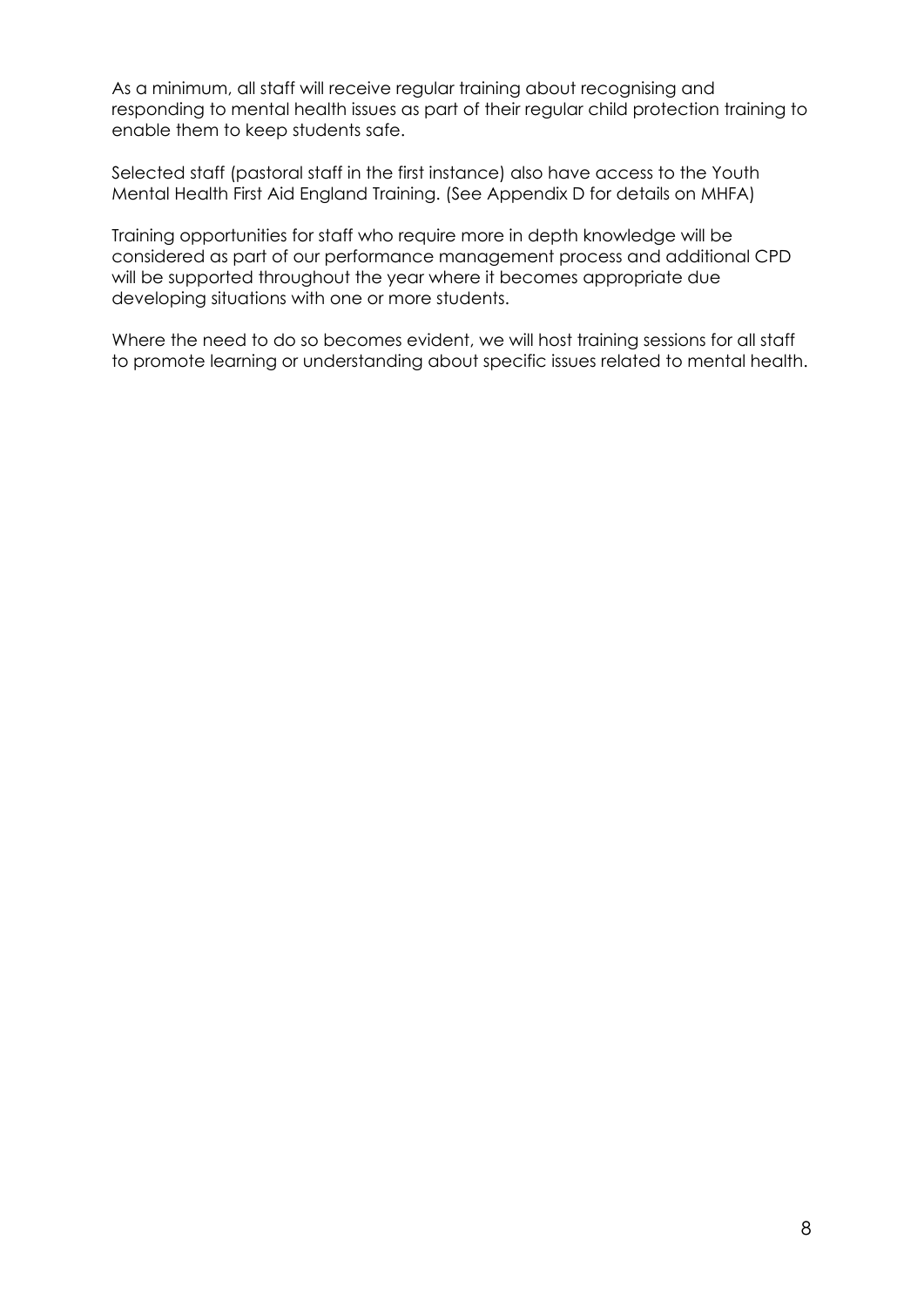As a minimum, all staff will receive regular training about recognising and responding to mental health issues as part of their regular child protection training to enable them to keep students safe.

Selected staff (pastoral staff in the first instance) also have access to the Youth Mental Health First Aid England Training. (See Appendix D for details on MHFA)

Training opportunities for staff who require more in depth knowledge will be considered as part of our performance management process and additional CPD will be supported throughout the year where it becomes appropriate due developing situations with one or more students.

Where the need to do so becomes evident, we will host training sessions for all staff to promote learning or understanding about specific issues related to mental health.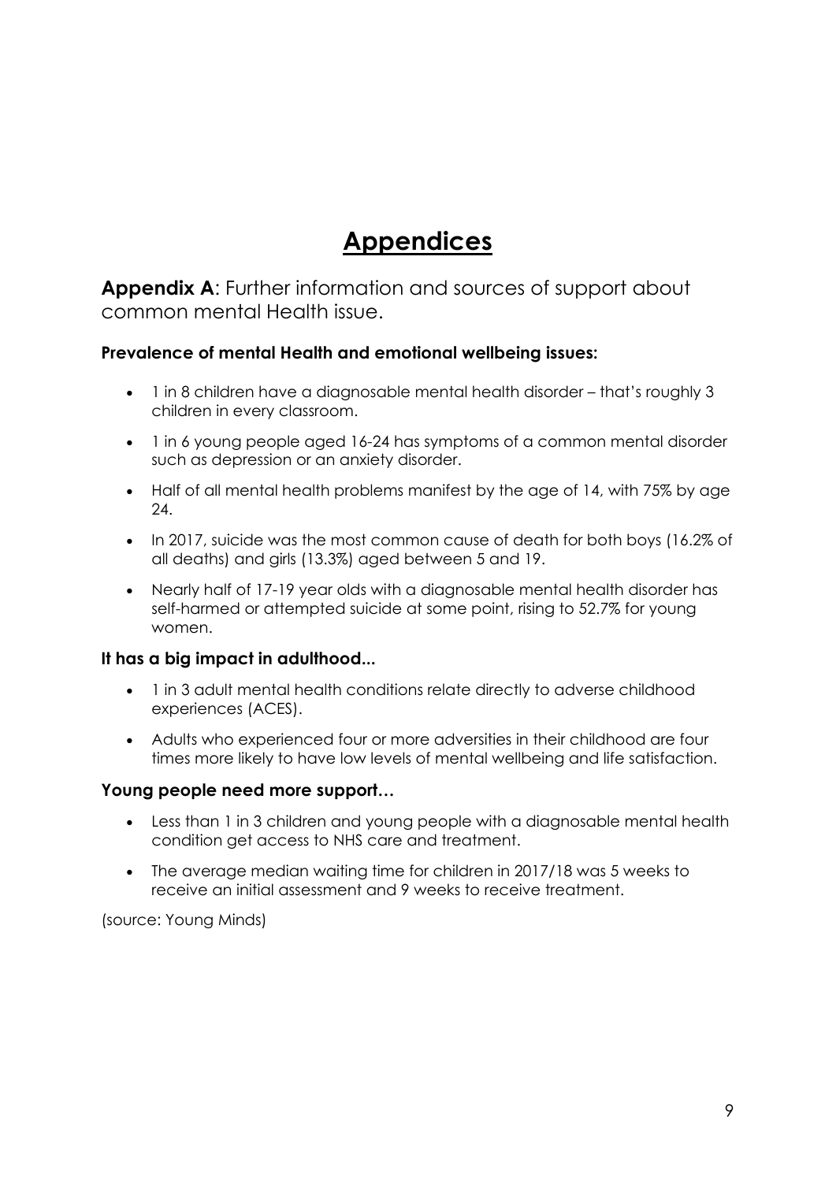# Appendices

**Appendix A**: Further information and sources of support about common mental Health issue.

### Prevalence of mental Health and emotional wellbeing issues:

- 1 in 8 children have a diagnosable mental health disorder – that's roughly 3 children in every classroom.
- 1 in 6 young people aged 16-24 has symptoms of a common mental disorder such as depression or an anxiety disorder.
- Half of all mental health problems manifest by the age of 14, with 75% by age 24.
- In 2017, suicide was the most common cause of death for both boys (16.2% of all deaths) and girls (13.3%) aged between 5 and 19.
- Nearly half of 17-19 year olds with a diagnosable mental health disorder has self-harmed or attempted suicide at some point, rising to 52.7% for young women.

### It has a big impact in adulthood...

- 1 in 3 adult mental health conditions relate directly to adverse childhood experiences (ACES).
- Adults who experienced four or more adversities in their childhood are four times more likely to have low levels of mental wellbeing and life satisfaction.

### Young people need more support…

- Less than 1 in 3 children and young people with a diagnosable mental health condition get access to NHS care and treatment.
- The average median waiting time for children in 2017/18 was 5 weeks to receive an initial assessment and 9 weeks to receive treatment.

(source: Young Minds)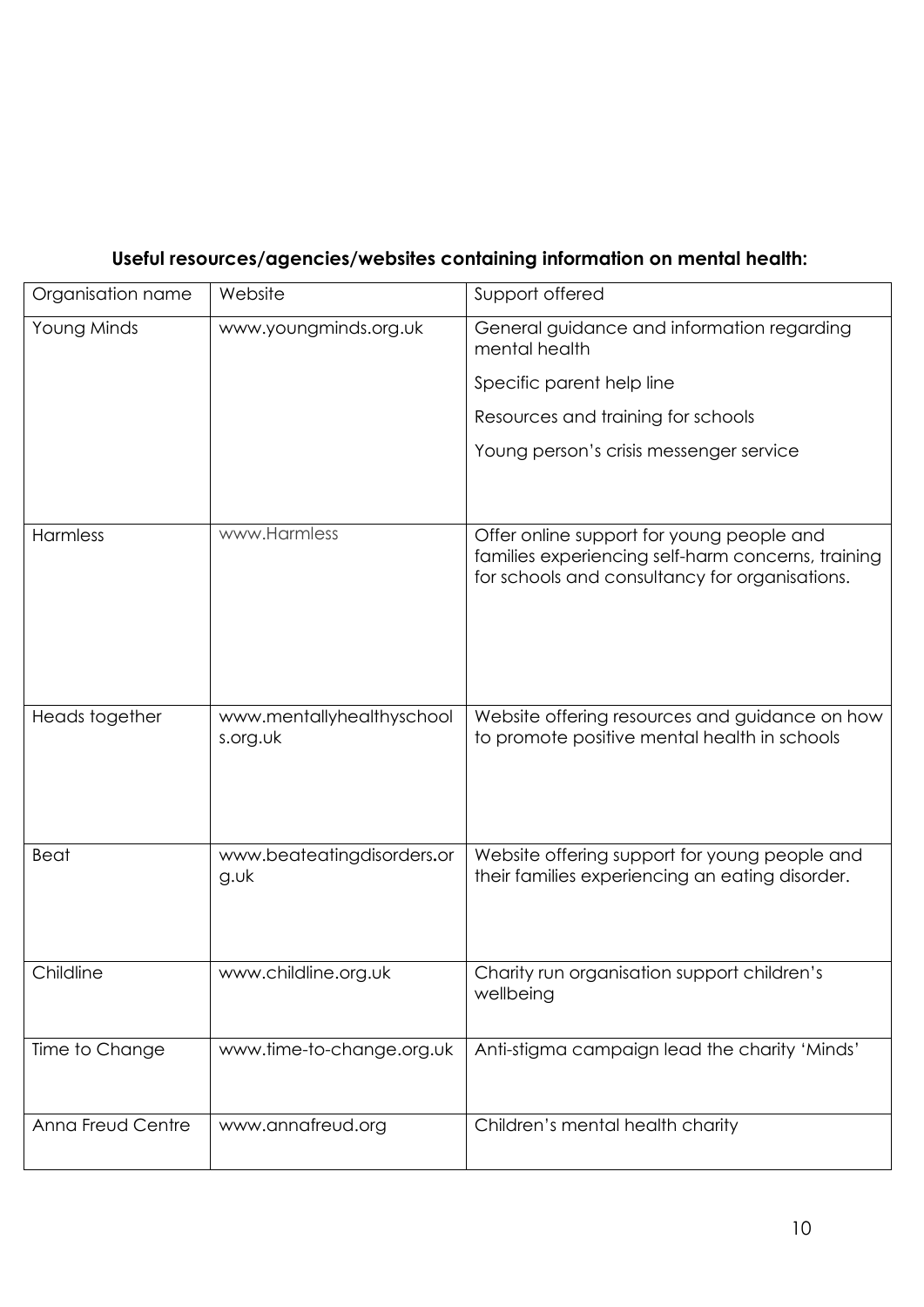**Useful resources/agencies/websites containing information on mental health:**

| Organisation name | Website | Support offered |
|---|---|---|
| Young Minds | www.youngminds.org.uk | General guidance and information regarding mental health<br>Specific parent help line<br>Resources and training for schools<br>Young person's crisis messenger service |
| Harmless | www.Harmless | Offer online support for young people and families experiencing self-harm concerns, training for schools and consultancy for organisations. |
| Heads together | www.mentallyhealthyschools.org.uk | Website offering resources and guidance on how to promote positive mental health in schools |
| Beat | www.beateatingdisorders.org.uk | Website offering support for young people and their families experiencing an eating disorder. |
| Childline | www.childline.org.uk | Charity run organisation support children's wellbeing |
| Time to Change | www.time-to-change.org.uk | Anti-stigma campaign lead the charity 'Minds' |
| Anna Freud Centre | www.annafreud.org | Children's mental health charity |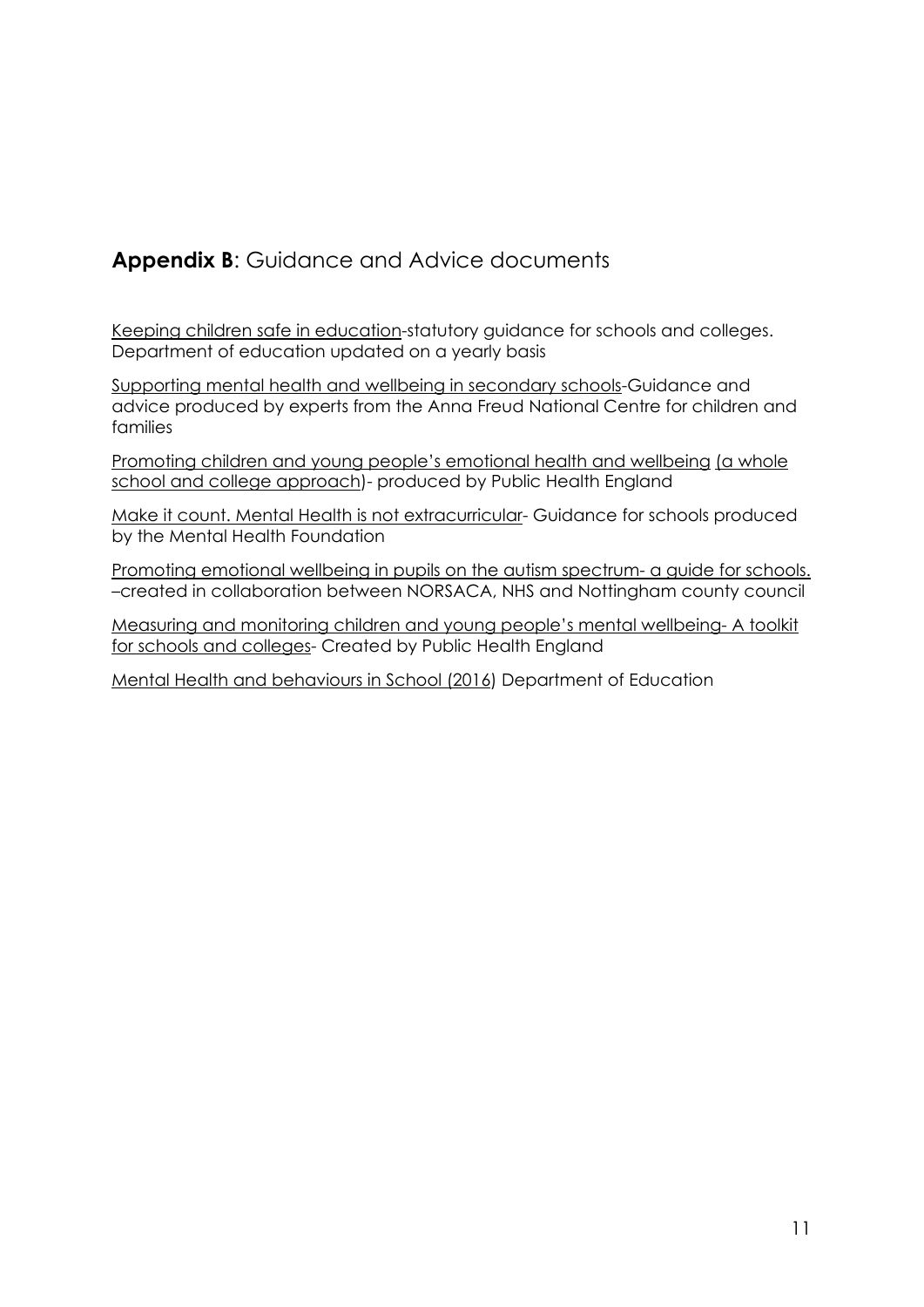## **Appendix B**: Guidance and Advice documents

Keeping children safe in education-statutory guidance for schools and colleges. Department of education updated on a yearly basis

Supporting mental health and wellbeing in secondary schools-Guidance and advice produced by experts from the Anna Freud National Centre for children and families

Promoting children and young people's emotional health and wellbeing (a whole school and college approach)- produced by Public Health England

Make it count. Mental Health is not extracurricular- Guidance for schools produced by the Mental Health Foundation

Promoting emotional wellbeing in pupils on the autism spectrum- a guide for schools. –created in collaboration between NORSACA, NHS and Nottingham county council

Measuring and monitoring children and young people's mental wellbeing- A toolkit for schools and colleges- Created by Public Health England

Mental Health and behaviours in School (2016) Department of Education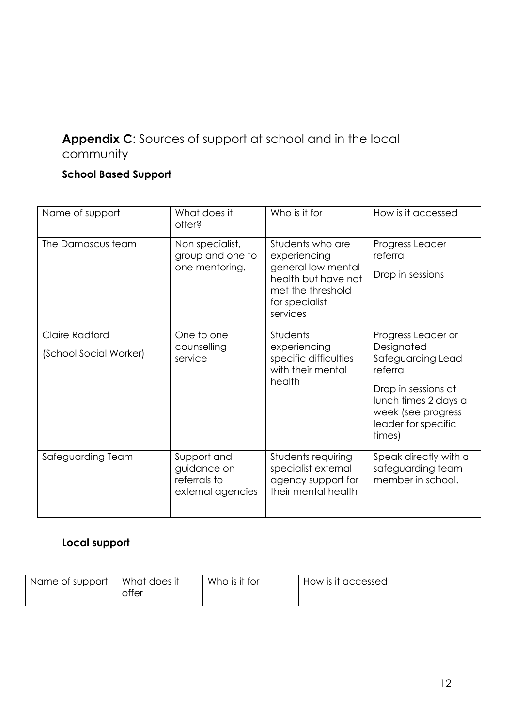## **Appendix C**: Sources of support at school and in the local community

### School Based Support

| Name of support | What does it offer? | Who is it for | How is it accessed |
|---|---|---|---|
| The Damascus team | Non specialist, group and one to one mentoring. | Students who are experiencing general low mental health but have not met the threshold for specialist services | Progress Leader referral<br><br>Drop in sessions |
| Claire Radford<br><br>(School Social Worker) | One to one counselling service | Students experiencing specific difficulties with their mental health | Progress Leader or Designated Safeguarding Lead referral<br><br>Drop in sessions at lunch times 2 days a week (see progress leader for specific times) |
| Safeguarding Team | Support and guidance on referrals to external agencies | Students requiring specialist external agency support for their mental health | Speak directly with a safeguarding team member in school. |

### Local support

| Name of support | What does it offer | Who is it for | How is it accessed |
|---|---|---|---|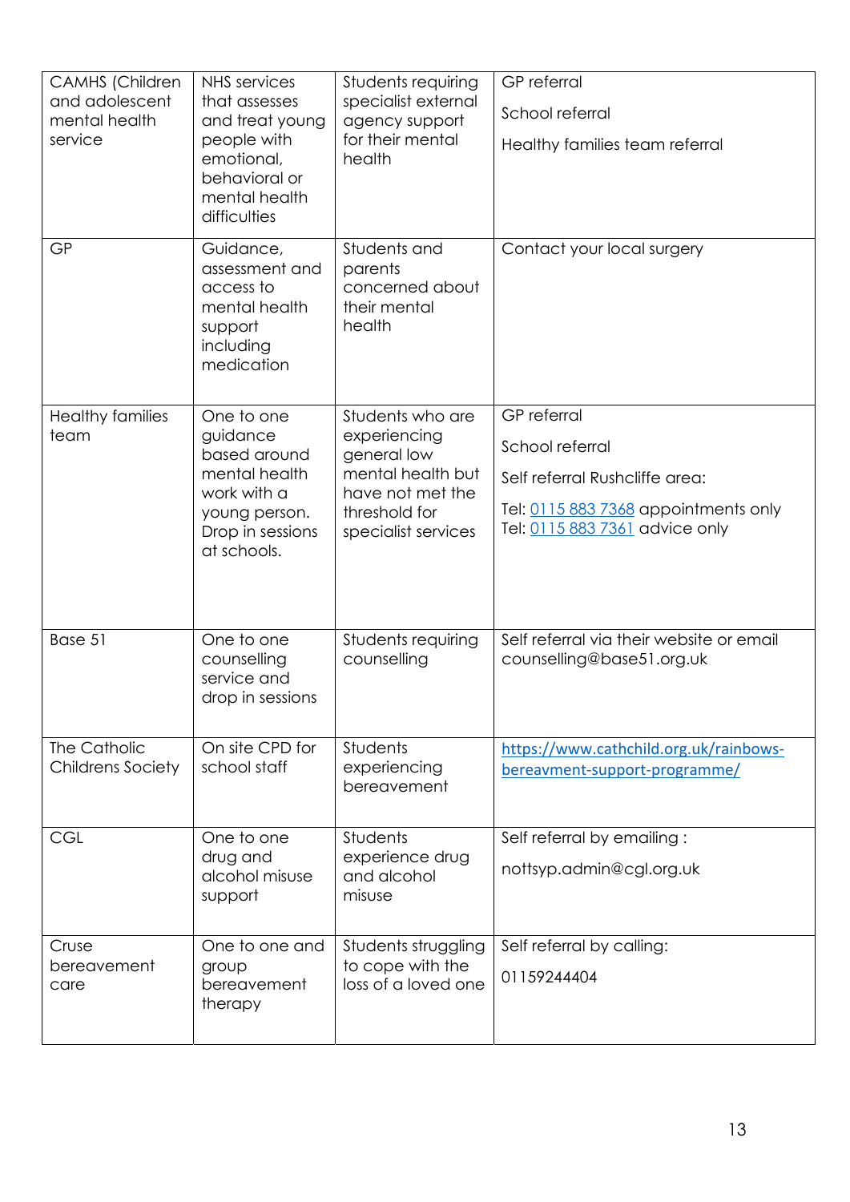| CAMHS (Children and adolescent mental health service | NHS services that assesses and treat young people with emotional, behavioral or mental health difficulties | Students requiring specialist external agency support for their mental health | GP referral<br><br>School referral<br><br>Healthy families team referral |
|---|---|---|---|
| GP | Guidance, assessment and access to mental health support including medication | Students and parents concerned about their mental health | Contact your local surgery |
| Healthy families team | One to one guidance based around mental health work with a young person. Drop in sessions at schools. | Students who are experiencing general low mental health but have not met the threshold for specialist services | GP referral<br><br>School referral<br><br>Self referral Rushcliffe area:<br><br>Tel: 0115 883 7368 appointments only<br>Tel: 0115 883 7361 advice only |
| Base 51 | One to one counselling service and drop in sessions | Students requiring counselling | Self referral via their website or email counselling@base51.org.uk |
| The Catholic Childrens Society | On site CPD for school staff | Students experiencing bereavement | https://www.cathchild.org.uk/rainbows-bereavment-support-programme/ |
| CGL | One to one drug and alcohol misuse support | Students experience drug and alcohol misuse | Self referral by emailing :<br><br>nottsyp.admin@cgl.org.uk |
| Cruse bereavement care | One to one and group bereavement therapy | Students struggling to cope with the loss of a loved one | Self referral by calling:<br><br>01159244404 |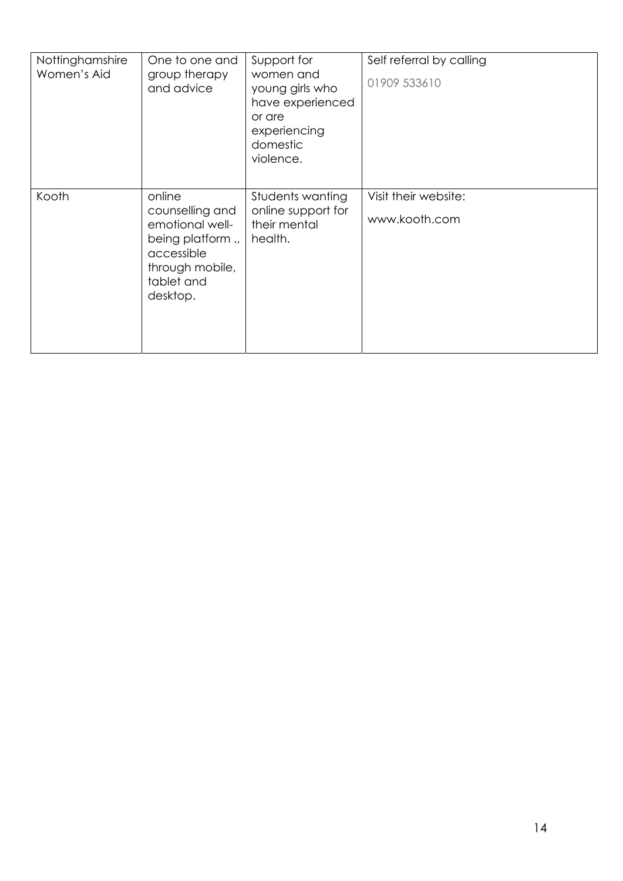| Nottinghamshire Women's Aid | One to one and group therapy and advice | Support for women and young girls who have experienced or are experiencing domestic violence. | Self referral by calling 01909 533610 |
|---|---|---|---|
| Kooth | online counselling and emotional well-being platform ., accessible through mobile, tablet and desktop. | Students wanting online support for their mental health. | Visit their website: www.kooth.com |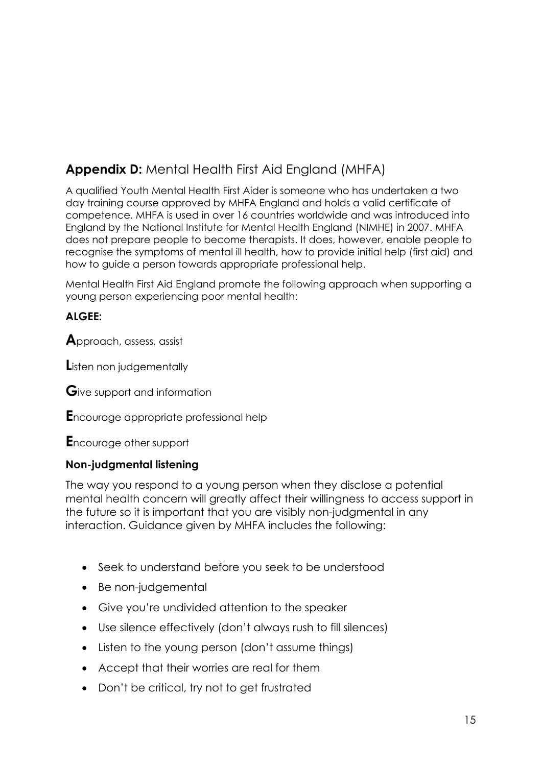## **Appendix D:** Mental Health First Aid England (MHFA)

A qualified Youth Mental Health First Aider is someone who has undertaken a two day training course approved by MHFA England and holds a valid certificate of competence. MHFA is used in over 16 countries worldwide and was introduced into England by the National Institute for Mental Health England (NIMHE) in 2007. MHFA does not prepare people to become therapists. It does, however, enable people to recognise the symptoms of mental ill health, how to provide initial help (first aid) and how to guide a person towards appropriate professional help.

Mental Health First Aid England promote the following approach when supporting a young person experiencing poor mental health:

**ALGEE:**

**A**pproach, assess, assist

**L**isten non judgementally

**G**ive support and information

**E**ncourage appropriate professional help

**E**ncourage other support

**Non-judgmental listening**

The way you respond to a young person when they disclose a potential mental health concern will greatly affect their willingness to access support in the future so it is important that you are visibly non-judgmental in any interaction. Guidance given by MHFA includes the following:

- Seek to understand before you seek to be understood
- Be non-judgemental
- Give you're undivided attention to the speaker
- Use silence effectively (don't always rush to fill silences)
- Listen to the young person (don't assume things)
- Accept that their worries are real for them
- Don't be critical, try not to get frustrated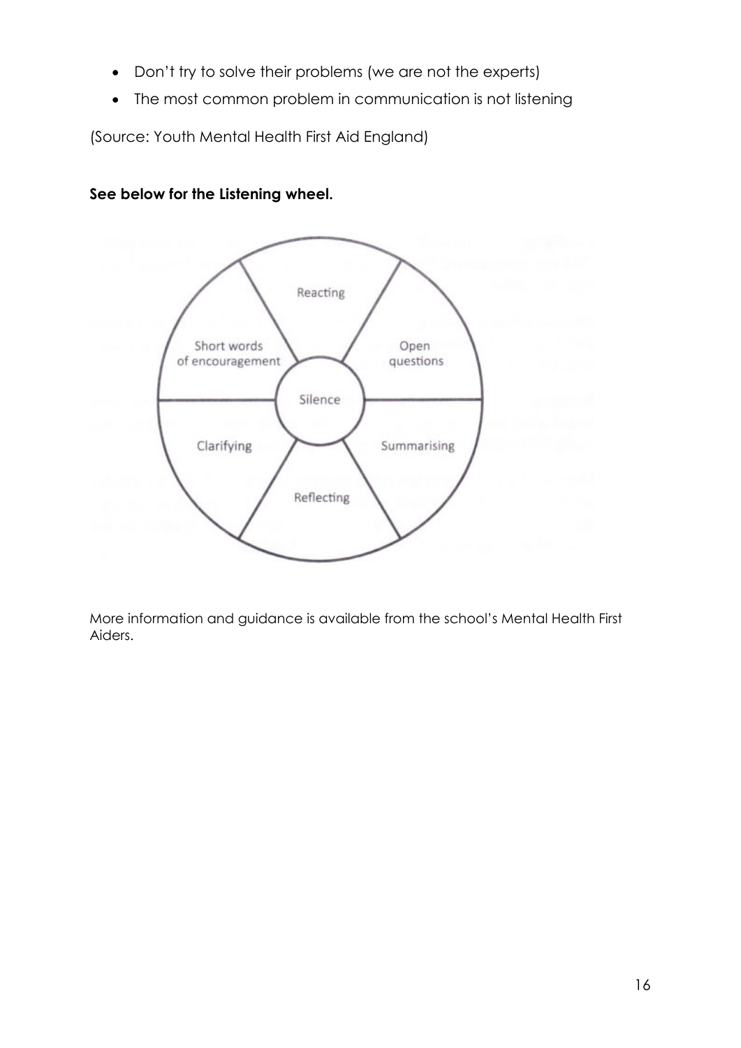- Don't try to solve their problems (we are not the experts)
- The most common problem in communication is not listening

(Source: Youth Mental Health First Aid England)

**See below for the Listening wheel.**

- Silence
- Reacting
- Open questions
- Summarising
- Reflecting
- Clarifying
- Short words of encouragement

More information and guidance is available from the school's Mental Health First Aiders.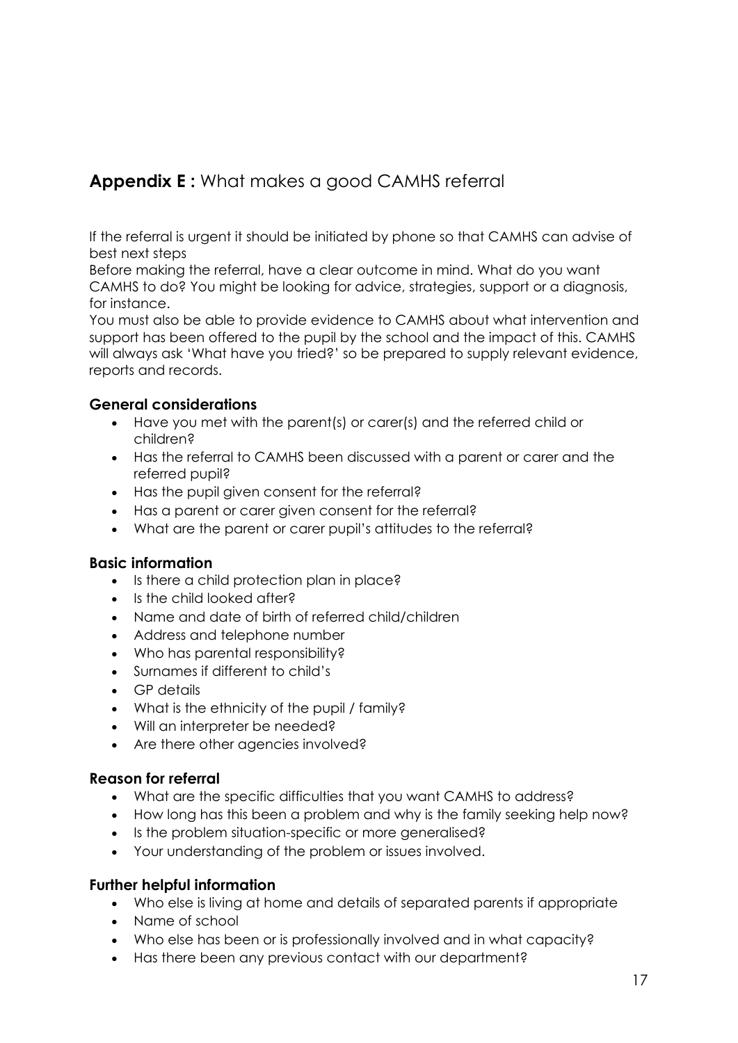## **Appendix E :** What makes a good CAMHS referral

If the referral is urgent it should be initiated by phone so that CAMHS can advise of best next steps

Before making the referral, have a clear outcome in mind. What do you want CAMHS to do? You might be looking for advice, strategies, support or a diagnosis, for instance.

You must also be able to provide evidence to CAMHS about what intervention and support has been offered to the pupil by the school and the impact of this. CAMHS will always ask 'What have you tried?' so be prepared to supply relevant evidence, reports and records.

### General considerations

- Have you met with the parent(s) or carer(s) and the referred child or children?
- Has the referral to CAMHS been discussed with a parent or carer and the referred pupil?
- Has the pupil given consent for the referral?
- Has a parent or carer given consent for the referral?
- What are the parent or carer pupil's attitudes to the referral?

### Basic information

- Is there a child protection plan in place?
- Is the child looked after?
- Name and date of birth of referred child/children
- Address and telephone number
- Who has parental responsibility?
- Surnames if different to child's
- GP details
- What is the ethnicity of the pupil / family?
- Will an interpreter be needed?
- Are there other agencies involved?

### Reason for referral

- What are the specific difficulties that you want CAMHS to address?
- How long has this been a problem and why is the family seeking help now?
- Is the problem situation-specific or more generalised?
- Your understanding of the problem or issues involved.

### Further helpful information

- Who else is living at home and details of separated parents if appropriate
- Name of school
- Who else has been or is professionally involved and in what capacity?
- Has there been any previous contact with our department?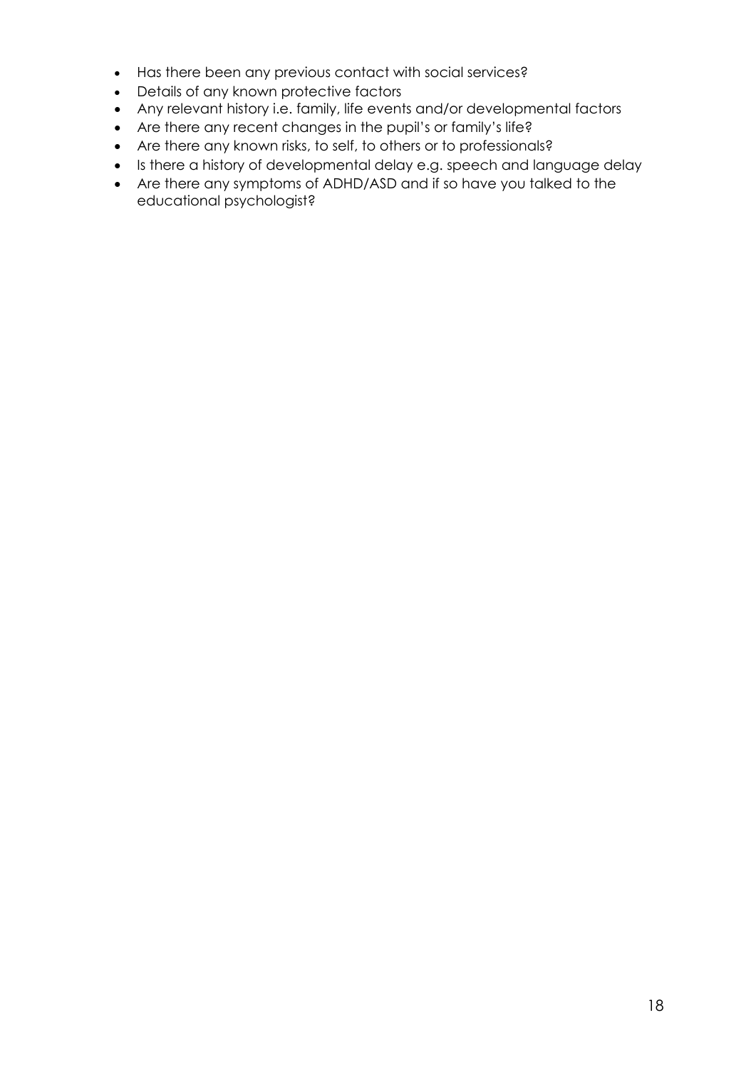- Has there been any previous contact with social services?
- Details of any known protective factors
- Any relevant history i.e. family, life events and/or developmental factors
- Are there any recent changes in the pupil's or family's life?
- Are there any known risks, to self, to others or to professionals?
- Is there a history of developmental delay e.g. speech and language delay
- Are there any symptoms of ADHD/ASD and if so have you talked to the educational psychologist?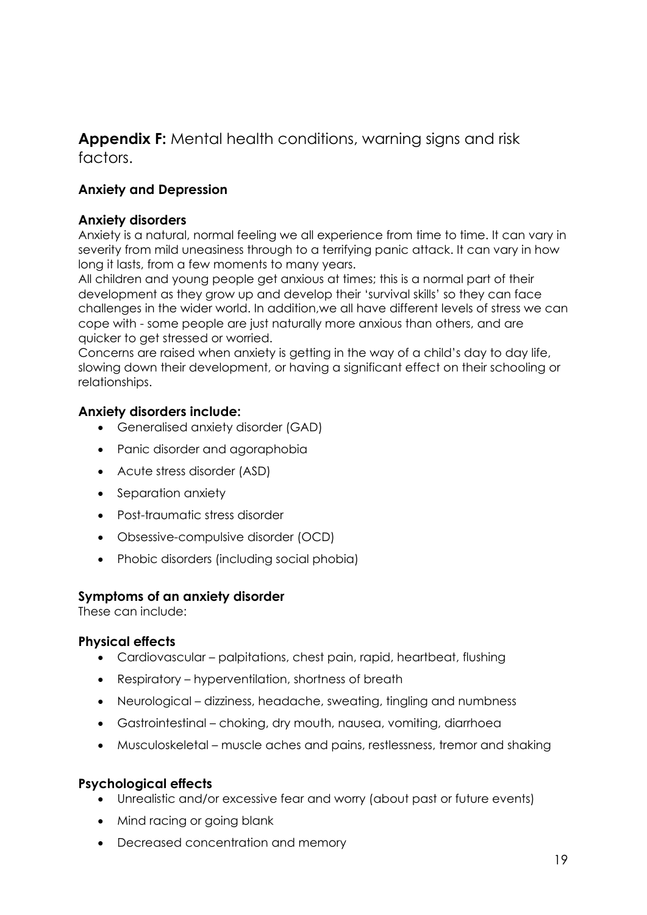## **Appendix F:** Mental health conditions, warning signs and risk factors.

### Anxiety and Depression

#### Anxiety disorders

Anxiety is a natural, normal feeling we all experience from time to time. It can vary in severity from mild uneasiness through to a terrifying panic attack. It can vary in how long it lasts, from a few moments to many years.

All children and young people get anxious at times; this is a normal part of their development as they grow up and develop their 'survival skills' so they can face challenges in the wider world. In addition,we all have different levels of stress we can cope with - some people are just naturally more anxious than others, and are quicker to get stressed or worried.

Concerns are raised when anxiety is getting in the way of a child's day to day life, slowing down their development, or having a significant effect on their schooling or relationships.

#### Anxiety disorders include:

- Generalised anxiety disorder (GAD)
- Panic disorder and agoraphobia
- Acute stress disorder (ASD)
- Separation anxiety
- Post-traumatic stress disorder
- Obsessive-compulsive disorder (OCD)
- Phobic disorders (including social phobia)

#### Symptoms of an anxiety disorder

These can include:

#### Physical effects

- Cardiovascular – palpitations, chest pain, rapid, heartbeat, flushing
- Respiratory – hyperventilation, shortness of breath
- Neurological – dizziness, headache, sweating, tingling and numbness
- Gastrointestinal – choking, dry mouth, nausea, vomiting, diarrhoea
- Musculoskeletal – muscle aches and pains, restlessness, tremor and shaking

#### Psychological effects

- Unrealistic and/or excessive fear and worry (about past or future events)
- Mind racing or going blank
- Decreased concentration and memory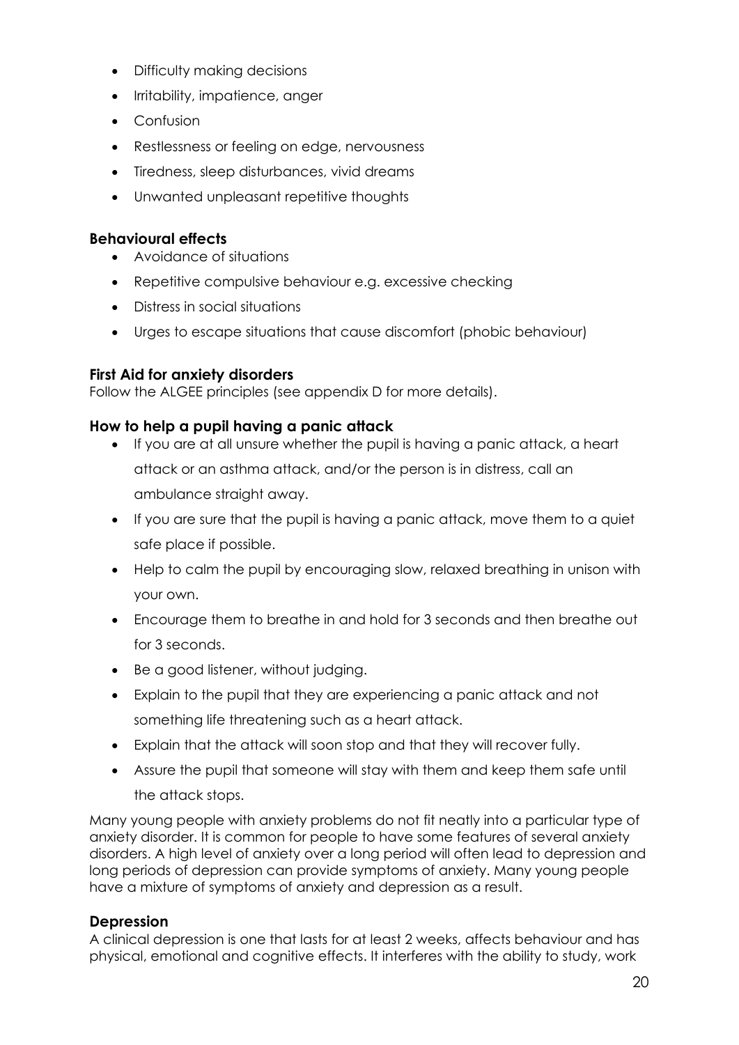- Difficulty making decisions
- Irritability, impatience, anger
- Confusion
- Restlessness or feeling on edge, nervousness
- Tiredness, sleep disturbances, vivid dreams
- Unwanted unpleasant repetitive thoughts

### Behavioural effects

- Avoidance of situations
- Repetitive compulsive behaviour e.g. excessive checking
- Distress in social situations
- Urges to escape situations that cause discomfort (phobic behaviour)

### First Aid for anxiety disorders

Follow the ALGEE principles (see appendix D for more details).

### How to help a pupil having a panic attack

- If you are at all unsure whether the pupil is having a panic attack, a heart attack or an asthma attack, and/or the person is in distress, call an ambulance straight away.
- If you are sure that the pupil is having a panic attack, move them to a quiet safe place if possible.
- Help to calm the pupil by encouraging slow, relaxed breathing in unison with your own.
- Encourage them to breathe in and hold for 3 seconds and then breathe out for 3 seconds.
- Be a good listener, without judging.
- Explain to the pupil that they are experiencing a panic attack and not something life threatening such as a heart attack.
- Explain that the attack will soon stop and that they will recover fully.
- Assure the pupil that someone will stay with them and keep them safe until the attack stops.

Many young people with anxiety problems do not fit neatly into a particular type of anxiety disorder. It is common for people to have some features of several anxiety disorders. A high level of anxiety over a long period will often lead to depression and long periods of depression can provide symptoms of anxiety. Many young people have a mixture of symptoms of anxiety and depression as a result.

### Depression

A clinical depression is one that lasts for at least 2 weeks, affects behaviour and has physical, emotional and cognitive effects. It interferes with the ability to study, work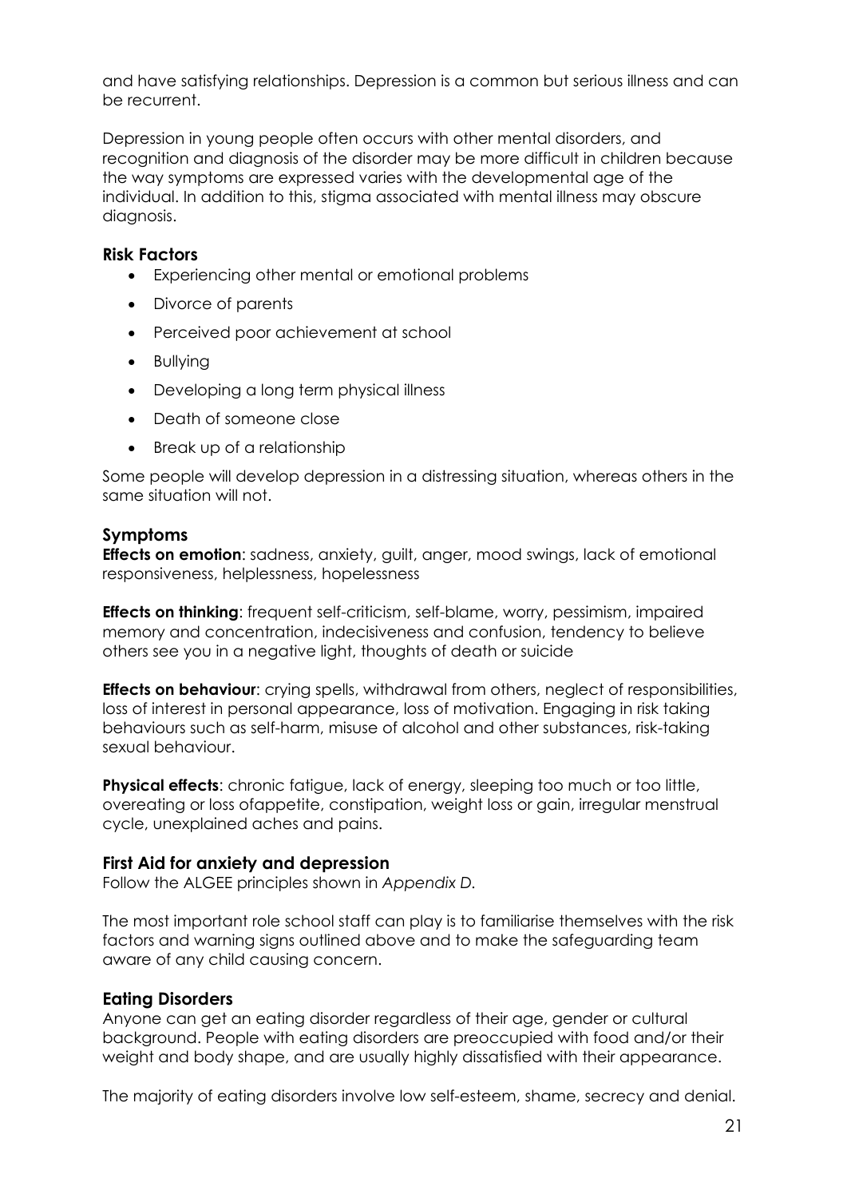and have satisfying relationships. Depression is a common but serious illness and can be recurrent.

Depression in young people often occurs with other mental disorders, and recognition and diagnosis of the disorder may be more difficult in children because the way symptoms are expressed varies with the developmental age of the individual. In addition to this, stigma associated with mental illness may obscure diagnosis.

### Risk Factors

- Experiencing other mental or emotional problems
- Divorce of parents
- Perceived poor achievement at school
- Bullying
- Developing a long term physical illness
- Death of someone close
- Break up of a relationship

Some people will develop depression in a distressing situation, whereas others in the same situation will not.

### Symptoms

**Effects on emotion**: sadness, anxiety, guilt, anger, mood swings, lack of emotional responsiveness, helplessness, hopelessness

**Effects on thinking**: frequent self-criticism, self-blame, worry, pessimism, impaired memory and concentration, indecisiveness and confusion, tendency to believe others see you in a negative light, thoughts of death or suicide

**Effects on behaviour**: crying spells, withdrawal from others, neglect of responsibilities, loss of interest in personal appearance, loss of motivation. Engaging in risk taking behaviours such as self-harm, misuse of alcohol and other substances, risk-taking sexual behaviour.

**Physical effects**: chronic fatigue, lack of energy, sleeping too much or too little, overeating or loss ofappetite, constipation, weight loss or gain, irregular menstrual cycle, unexplained aches and pains.

### First Aid for anxiety and depression

Follow the ALGEE principles shown in *Appendix D.*

The most important role school staff can play is to familiarise themselves with the risk factors and warning signs outlined above and to make the safeguarding team aware of any child causing concern.

### Eating Disorders

Anyone can get an eating disorder regardless of their age, gender or cultural background. People with eating disorders are preoccupied with food and/or their weight and body shape, and are usually highly dissatisfied with their appearance.

The majority of eating disorders involve low self-esteem, shame, secrecy and denial.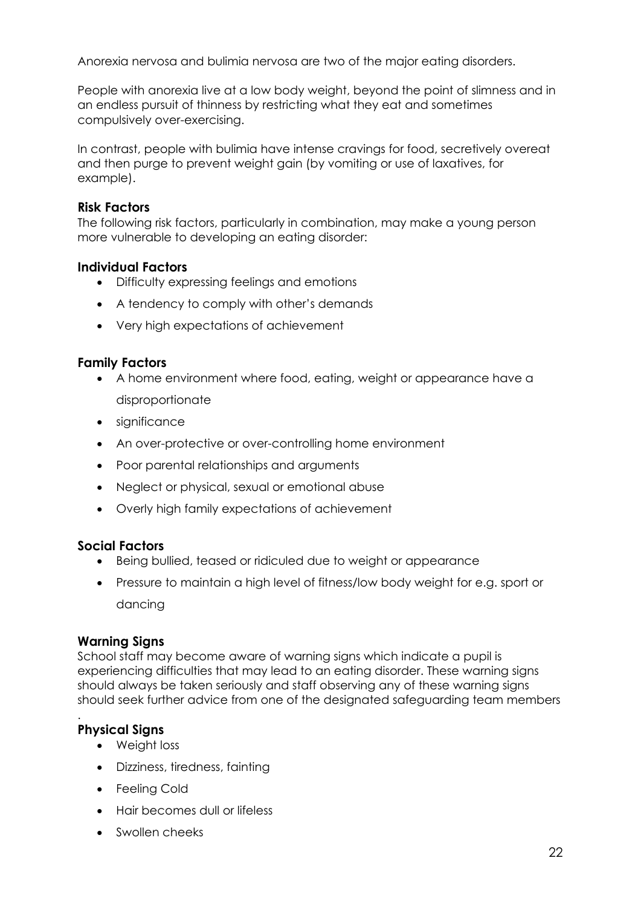Anorexia nervosa and bulimia nervosa are two of the major eating disorders.

People with anorexia live at a low body weight, beyond the point of slimness and in an endless pursuit of thinness by restricting what they eat and sometimes compulsively over-exercising.

In contrast, people with bulimia have intense cravings for food, secretively overeat and then purge to prevent weight gain (by vomiting or use of laxatives, for example).

**Risk Factors**
The following risk factors, particularly in combination, may make a young person more vulnerable to developing an eating disorder:

**Individual Factors**

- Difficulty expressing feelings and emotions
- A tendency to comply with other's demands
- Very high expectations of achievement

**Family Factors**

- A home environment where food, eating, weight or appearance have a disproportionate
- significance
- An over-protective or over-controlling home environment
- Poor parental relationships and arguments
- Neglect or physical, sexual or emotional abuse
- Overly high family expectations of achievement

**Social Factors**

- Being bullied, teased or ridiculed due to weight or appearance
- Pressure to maintain a high level of fitness/low body weight for e.g. sport or dancing

**Warning Signs**
School staff may become aware of warning signs which indicate a pupil is experiencing difficulties that may lead to an eating disorder. These warning signs should always be taken seriously and staff observing any of these warning signs should seek further advice from one of the designated safeguarding team members
.

**Physical Signs**

- Weight loss
- Dizziness, tiredness, fainting
- Feeling Cold
- Hair becomes dull or lifeless
- Swollen cheeks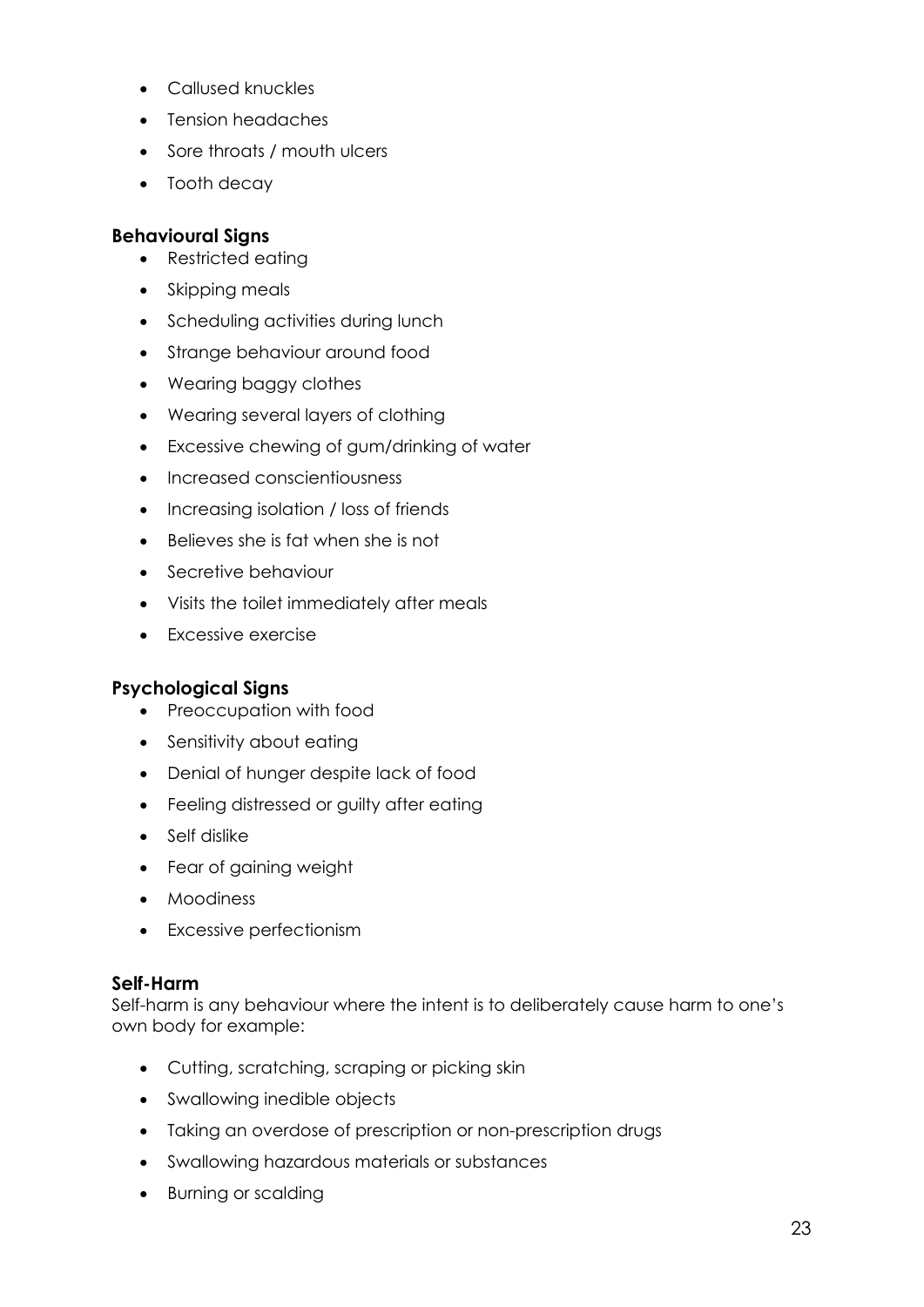- Callused knuckles
- Tension headaches
- Sore throats / mouth ulcers
- Tooth decay

### Behavioural Signs

- Restricted eating
- Skipping meals
- Scheduling activities during lunch
- Strange behaviour around food
- Wearing baggy clothes
- Wearing several layers of clothing
- Excessive chewing of gum/drinking of water
- Increased conscientiousness
- Increasing isolation / loss of friends
- Believes she is fat when she is not
- Secretive behaviour
- Visits the toilet immediately after meals
- Excessive exercise

### Psychological Signs

- Preoccupation with food
- Sensitivity about eating
- Denial of hunger despite lack of food
- Feeling distressed or guilty after eating
- Self dislike
- Fear of gaining weight
- Moodiness
- Excessive perfectionism

### Self-Harm

Self-harm is any behaviour where the intent is to deliberately cause harm to one's own body for example:

- Cutting, scratching, scraping or picking skin
- Swallowing inedible objects
- Taking an overdose of prescription or non-prescription drugs
- Swallowing hazardous materials or substances
- Burning or scalding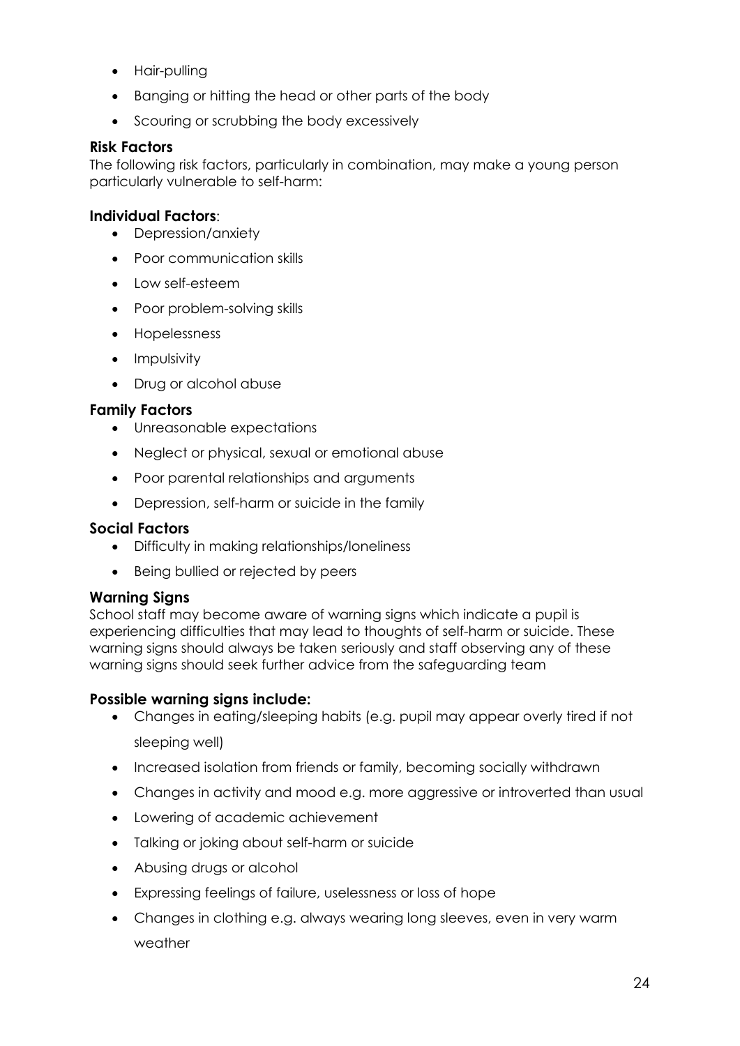- Hair-pulling
- Banging or hitting the head or other parts of the body
- Scouring or scrubbing the body excessively

### Risk Factors

The following risk factors, particularly in combination, may make a young person particularly vulnerable to self-harm:

### Individual Factors:

- Depression/anxiety
- Poor communication skills
- Low self-esteem
- Poor problem-solving skills
- Hopelessness
- Impulsivity
- Drug or alcohol abuse

### Family Factors

- Unreasonable expectations
- Neglect or physical, sexual or emotional abuse
- Poor parental relationships and arguments
- Depression, self-harm or suicide in the family

### Social Factors

- Difficulty in making relationships/loneliness
- Being bullied or rejected by peers

### Warning Signs

School staff may become aware of warning signs which indicate a pupil is experiencing difficulties that may lead to thoughts of self-harm or suicide. These warning signs should always be taken seriously and staff observing any of these warning signs should seek further advice from the safeguarding team

### Possible warning signs include:

- Changes in eating/sleeping habits (e.g. pupil may appear overly tired if not sleeping well)
- Increased isolation from friends or family, becoming socially withdrawn
- Changes in activity and mood e.g. more aggressive or introverted than usual
- Lowering of academic achievement
- Talking or joking about self-harm or suicide
- Abusing drugs or alcohol
- Expressing feelings of failure, uselessness or loss of hope
- Changes in clothing e.g. always wearing long sleeves, even in very warm weather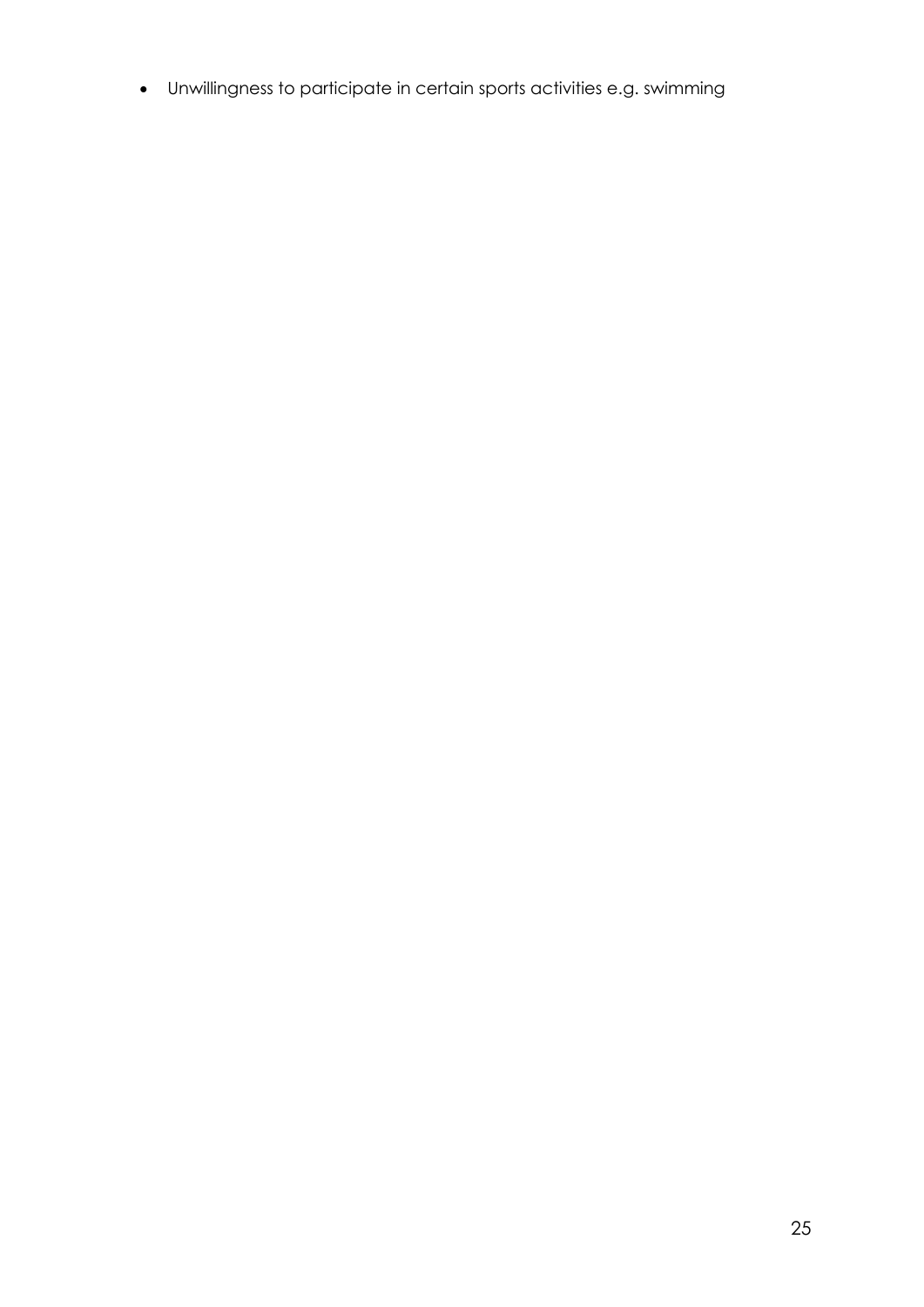- Unwillingness to participate in certain sports activities e.g. swimming